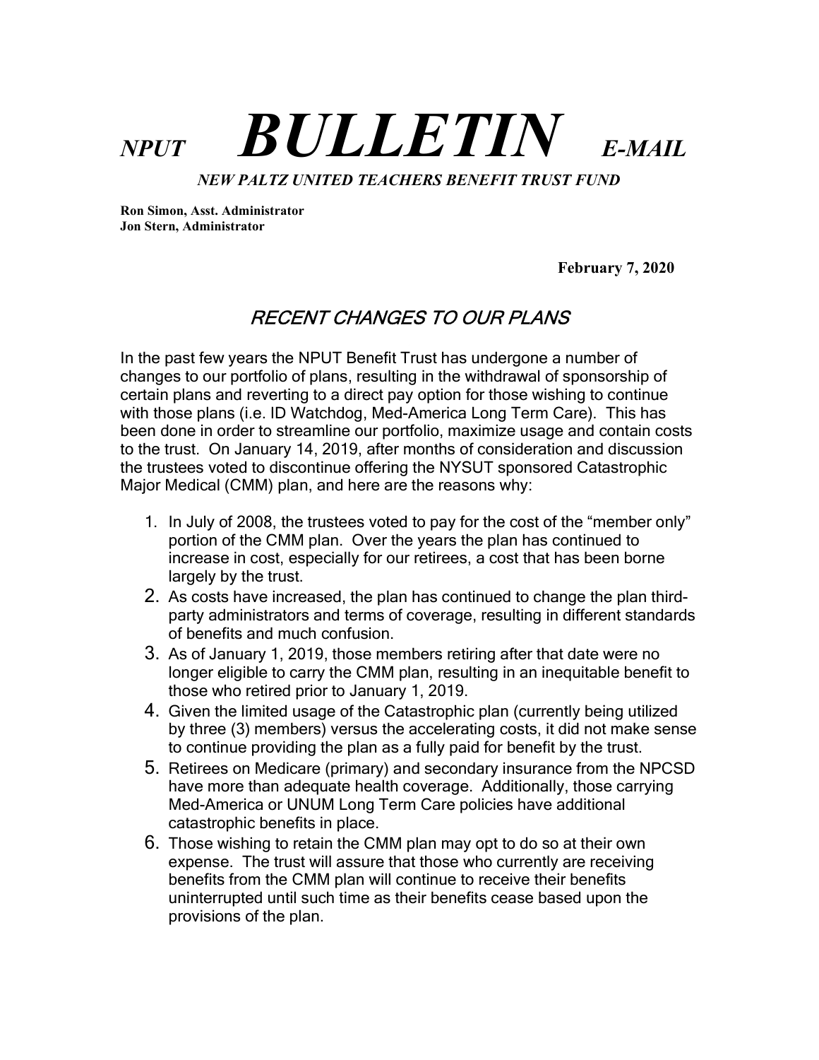# *NPUT* ***BULLETIN*** *E-MAIL*

***NEW PALTZ UNITED TEACHERS BENEFIT TRUST FUND***

**Ron Simon, Asst. Administrator**
**Jon Stern, Administrator**

**February 7, 2020**

## *RECENT CHANGES TO OUR PLANS*

In the past few years the NPUT Benefit Trust has undergone a number of changes to our portfolio of plans, resulting in the withdrawal of sponsorship of certain plans and reverting to a direct pay option for those wishing to continue with those plans (i.e. ID Watchdog, Med-America Long Term Care). This has been done in order to streamline our portfolio, maximize usage and contain costs to the trust. On January 14, 2019, after months of consideration and discussion the trustees voted to discontinue offering the NYSUT sponsored Catastrophic Major Medical (CMM) plan, and here are the reasons why:

1. In July of 2008, the trustees voted to pay for the cost of the "member only" portion of the CMM plan. Over the years the plan has continued to increase in cost, especially for our retirees, a cost that has been borne largely by the trust.
2. As costs have increased, the plan has continued to change the plan third-party administrators and terms of coverage, resulting in different standards of benefits and much confusion.
3. As of January 1, 2019, those members retiring after that date were no longer eligible to carry the CMM plan, resulting in an inequitable benefit to those who retired prior to January 1, 2019.
4. Given the limited usage of the Catastrophic plan (currently being utilized by three (3) members) versus the accelerating costs, it did not make sense to continue providing the plan as a fully paid for benefit by the trust.
5. Retirees on Medicare (primary) and secondary insurance from the NPCSD have more than adequate health coverage. Additionally, those carrying Med-America or UNUM Long Term Care policies have additional catastrophic benefits in place.
6. Those wishing to retain the CMM plan may opt to do so at their own expense. The trust will assure that those who currently are receiving benefits from the CMM plan will continue to receive their benefits uninterrupted until such time as their benefits cease based upon the provisions of the plan.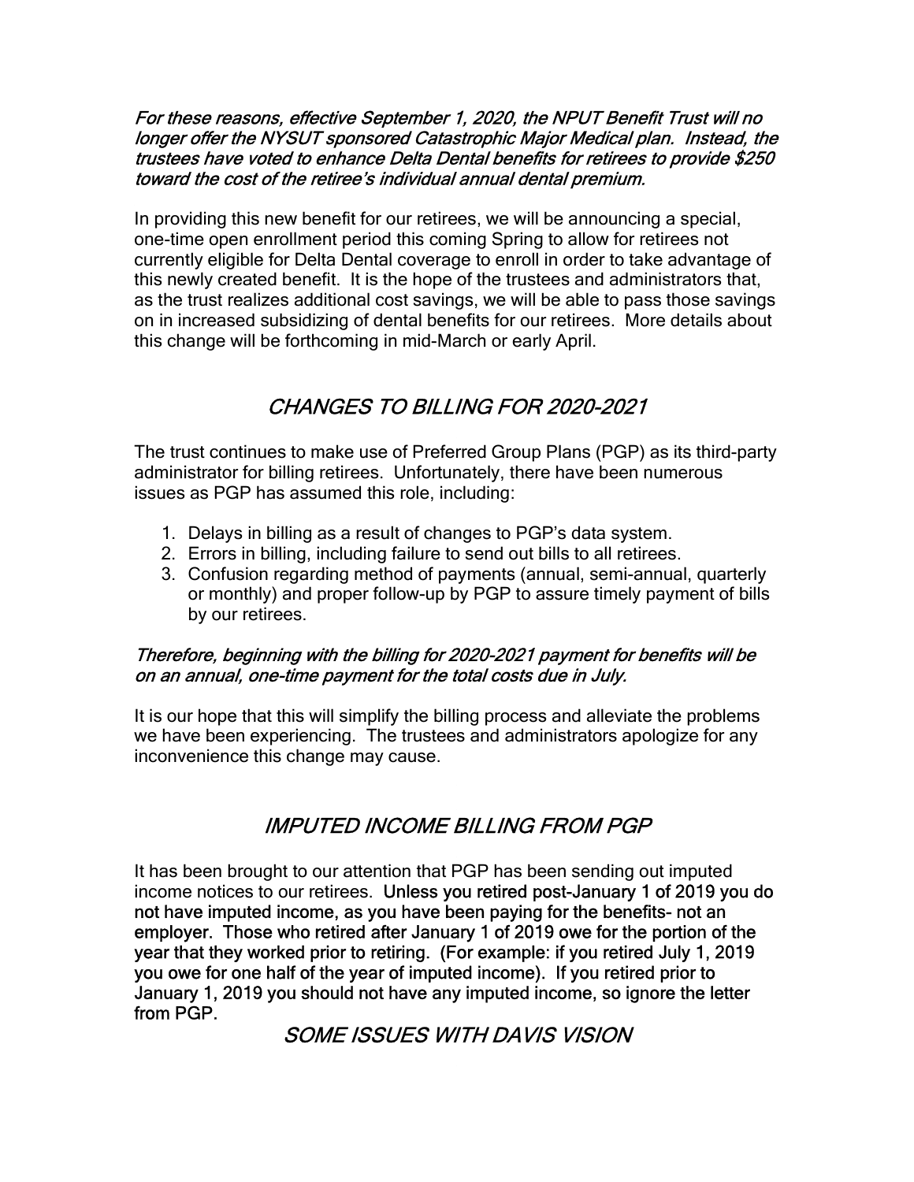*For these reasons, effective September 1, 2020, the NPUT Benefit Trust will no longer offer the NYSUT sponsored Catastrophic Major Medical plan. Instead, the trustees have voted to enhance Delta Dental benefits for retirees to provide $250 toward the cost of the retiree's individual annual dental premium.*

In providing this new benefit for our retirees, we will be announcing a special, one-time open enrollment period this coming Spring to allow for retirees not currently eligible for Delta Dental coverage to enroll in order to take advantage of this newly created benefit. It is the hope of the trustees and administrators that, as the trust realizes additional cost savings, we will be able to pass those savings on in increased subsidizing of dental benefits for our retirees. More details about this change will be forthcoming in mid-March or early April.

## *CHANGES TO BILLING FOR 2020-2021*

The trust continues to make use of Preferred Group Plans (PGP) as its third-party administrator for billing retirees. Unfortunately, there have been numerous issues as PGP has assumed this role, including:

1. Delays in billing as a result of changes to PGP's data system.
2. Errors in billing, including failure to send out bills to all retirees.
3. Confusion regarding method of payments (annual, semi-annual, quarterly or monthly) and proper follow-up by PGP to assure timely payment of bills by our retirees.

*Therefore, beginning with the billing for 2020-2021 payment for benefits will be on an annual, one-time payment for the total costs due in July.*

It is our hope that this will simplify the billing process and alleviate the problems we have been experiencing. The trustees and administrators apologize for any inconvenience this change may cause.

## *IMPUTED INCOME BILLING FROM PGP*

It has been brought to our attention that PGP has been sending out imputed income notices to our retirees. **Unless you retired post-January 1 of 2019 you do not have imputed income, as you have been paying for the benefits- not an employer. Those who retired after January 1 of 2019 owe for the portion of the year that they worked prior to retiring. (For example: if you retired July 1, 2019 you owe for one half of the year of imputed income). If you retired prior to January 1, 2019 you should not have any imputed income, so ignore the letter from PGP.**

## *SOME ISSUES WITH DAVIS VISION*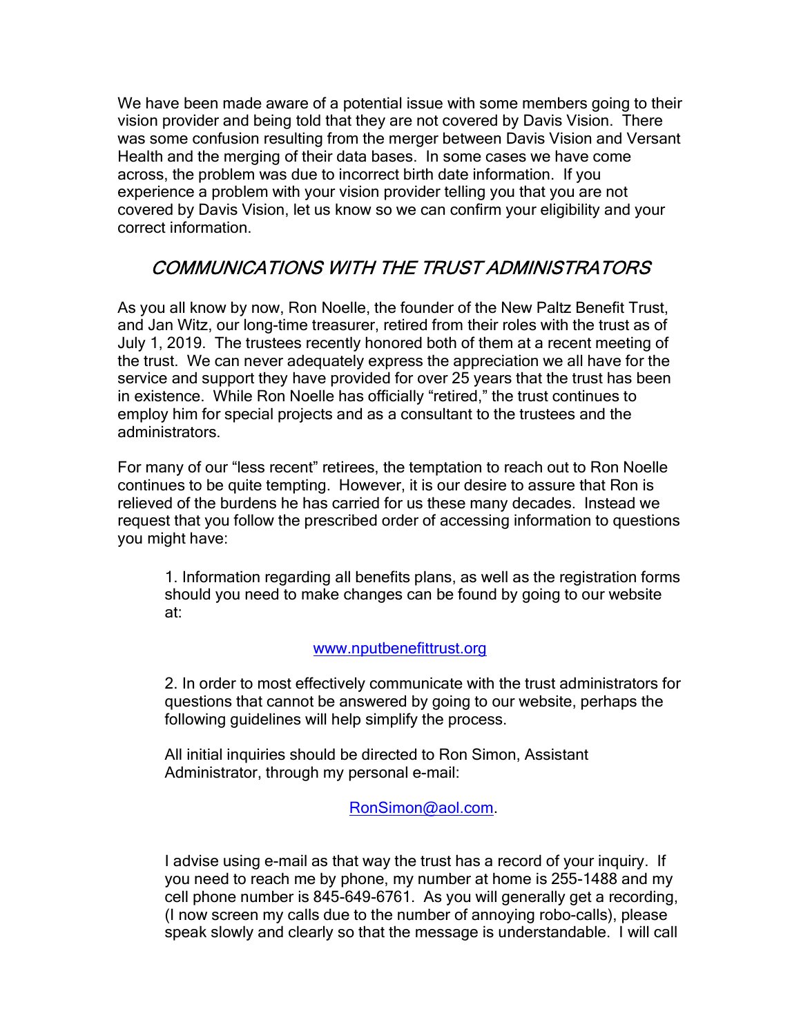We have been made aware of a potential issue with some members going to their vision provider and being told that they are not covered by Davis Vision. There was some confusion resulting from the merger between Davis Vision and Versant Health and the merging of their data bases. In some cases we have come across, the problem was due to incorrect birth date information. If you experience a problem with your vision provider telling you that you are not covered by Davis Vision, let us know so we can confirm your eligibility and your correct information.

## *COMMUNICATIONS WITH THE TRUST ADMINISTRATORS*

As you all know by now, Ron Noelle, the founder of the New Paltz Benefit Trust, and Jan Witz, our long-time treasurer, retired from their roles with the trust as of July 1, 2019. The trustees recently honored both of them at a recent meeting of the trust. We can never adequately express the appreciation we all have for the service and support they have provided for over 25 years that the trust has been in existence. While Ron Noelle has officially "retired," the trust continues to employ him for special projects and as a consultant to the trustees and the administrators.

For many of our "less recent" retirees, the temptation to reach out to Ron Noelle continues to be quite tempting. However, it is our desire to assure that Ron is relieved of the burdens he has carried for us these many decades. Instead we request that you follow the prescribed order of accessing information to questions you might have:

1. Information regarding all benefits plans, as well as the registration forms should you need to make changes can be found by going to our website at:

   [www.nputbenefittrust.org](http://www.nputbenefittrust.org)

2. In order to most effectively communicate with the trust administrators for questions that cannot be answered by going to our website, perhaps the following guidelines will help simplify the process.

   All initial inquiries should be directed to Ron Simon, Assistant Administrator, through my personal e-mail:

   [RonSimon@aol.com](mailto:RonSimon@aol.com).

   I advise using e-mail as that way the trust has a record of your inquiry. If you need to reach me by phone, my number at home is 255-1488 and my cell phone number is 845-649-6761. As you will generally get a recording, (I now screen my calls due to the number of annoying robo-calls), please speak slowly and clearly so that the message is understandable. I will call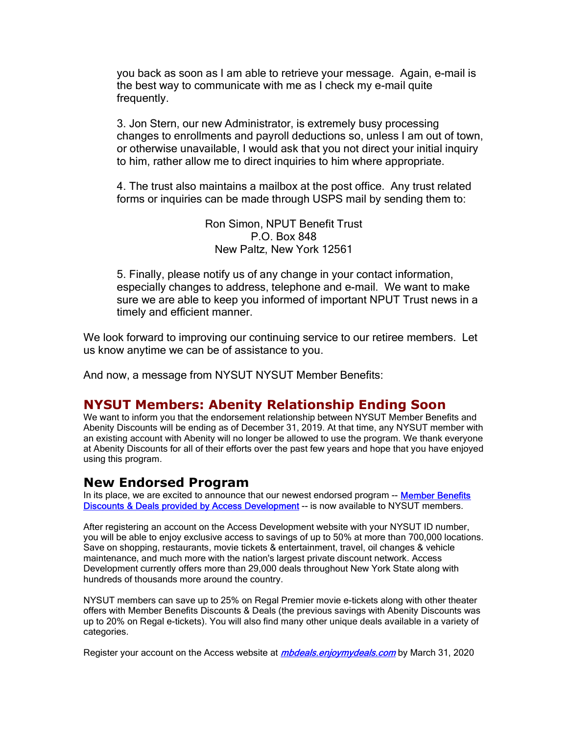you back as soon as I am able to retrieve your message. Again, e-mail is the best way to communicate with me as I check my e-mail quite frequently.

3. Jon Stern, our new Administrator, is extremely busy processing changes to enrollments and payroll deductions so, unless I am out of town, or otherwise unavailable, I would ask that you not direct your initial inquiry to him, rather allow me to direct inquiries to him where appropriate.

4. The trust also maintains a mailbox at the post office. Any trust related forms or inquiries can be made through USPS mail by sending them to:

Ron Simon, NPUT Benefit Trust
P.O. Box 848
New Paltz, New York 12561

5. Finally, please notify us of any change in your contact information, especially changes to address, telephone and e-mail. We want to make sure we are able to keep you informed of important NPUT Trust news in a timely and efficient manner.

We look forward to improving our continuing service to our retiree members. Let us know anytime we can be of assistance to you.

And now, a message from NYSUT NYSUT Member Benefits:

## NYSUT Members: Abenity Relationship Ending Soon

We want to inform you that the endorsement relationship between NYSUT Member Benefits and Abenity Discounts will be ending as of December 31, 2019. At that time, any NYSUT member with an existing account with Abenity will no longer be allowed to use the program. We thank everyone at Abenity Discounts for all of their efforts over the past few years and hope that you have enjoyed using this program.

## New Endorsed Program

In its place, we are excited to announce that our newest endorsed program -- Member Benefits Discounts & Deals provided by Access Development -- is now available to NYSUT members.

After registering an account on the Access Development website with your NYSUT ID number, you will be able to enjoy exclusive access to savings of up to 50% at more than 700,000 locations. Save on shopping, restaurants, movie tickets & entertainment, travel, oil changes & vehicle maintenance, and much more with the nation's largest private discount network. Access Development currently offers more than 29,000 deals throughout New York State along with hundreds of thousands more around the country.

NYSUT members can save up to 25% on Regal Premier movie e-tickets along with other theater offers with Member Benefits Discounts & Deals (the previous savings with Abenity Discounts was up to 20% on Regal e-tickets). You will also find many other unique deals available in a variety of categories.

Register your account on the Access website at *mbdeals.enjoymydeals.com* by March 31, 2020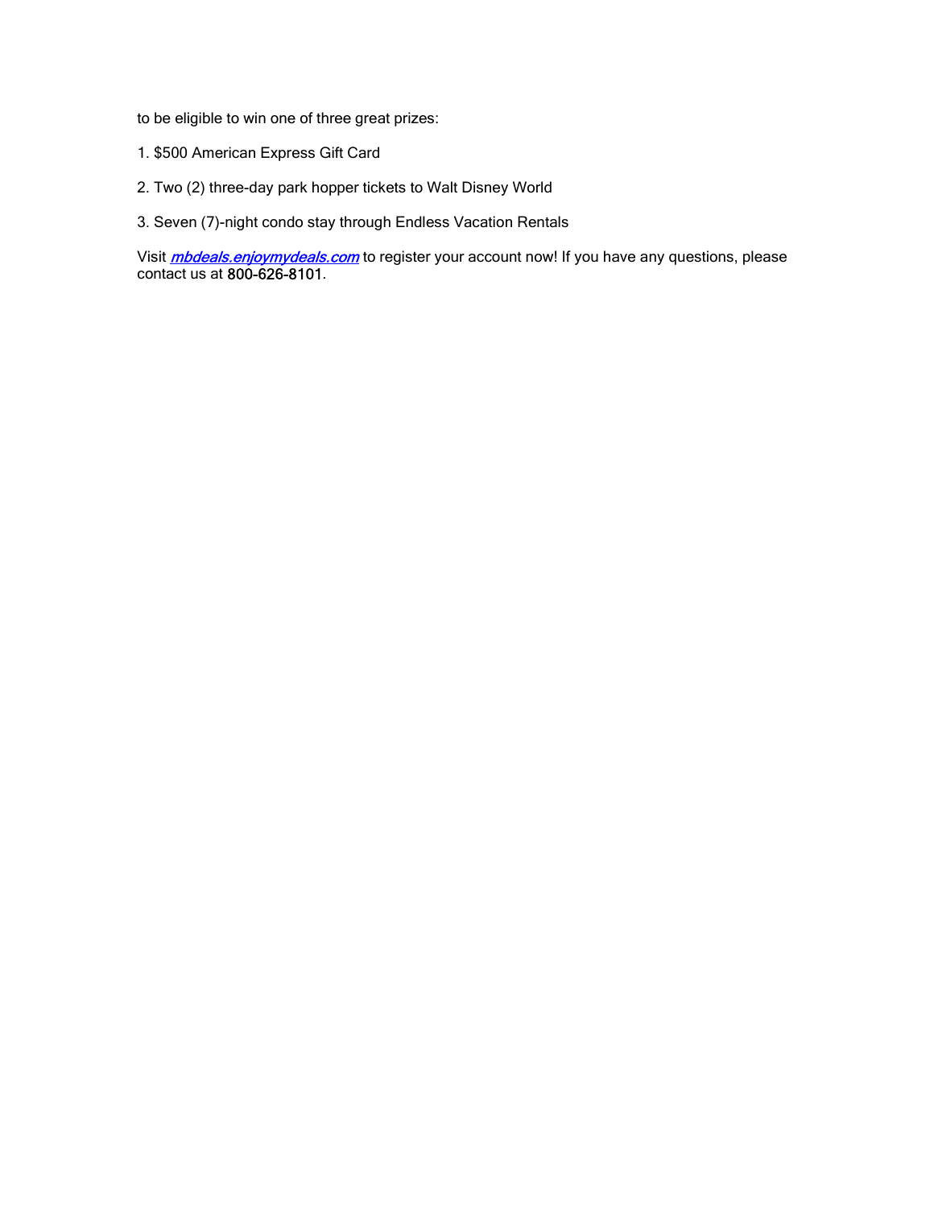to be eligible to win one of three great prizes:

1. $500 American Express Gift Card

2. Two (2) three-day park hopper tickets to Walt Disney World

3. Seven (7)-night condo stay through Endless Vacation Rentals

Visit [***mbdeals.enjoymydeals.com***](mbdeals.enjoymydeals.com) to register your account now! If you have any questions, please contact us at 800-626-8101.